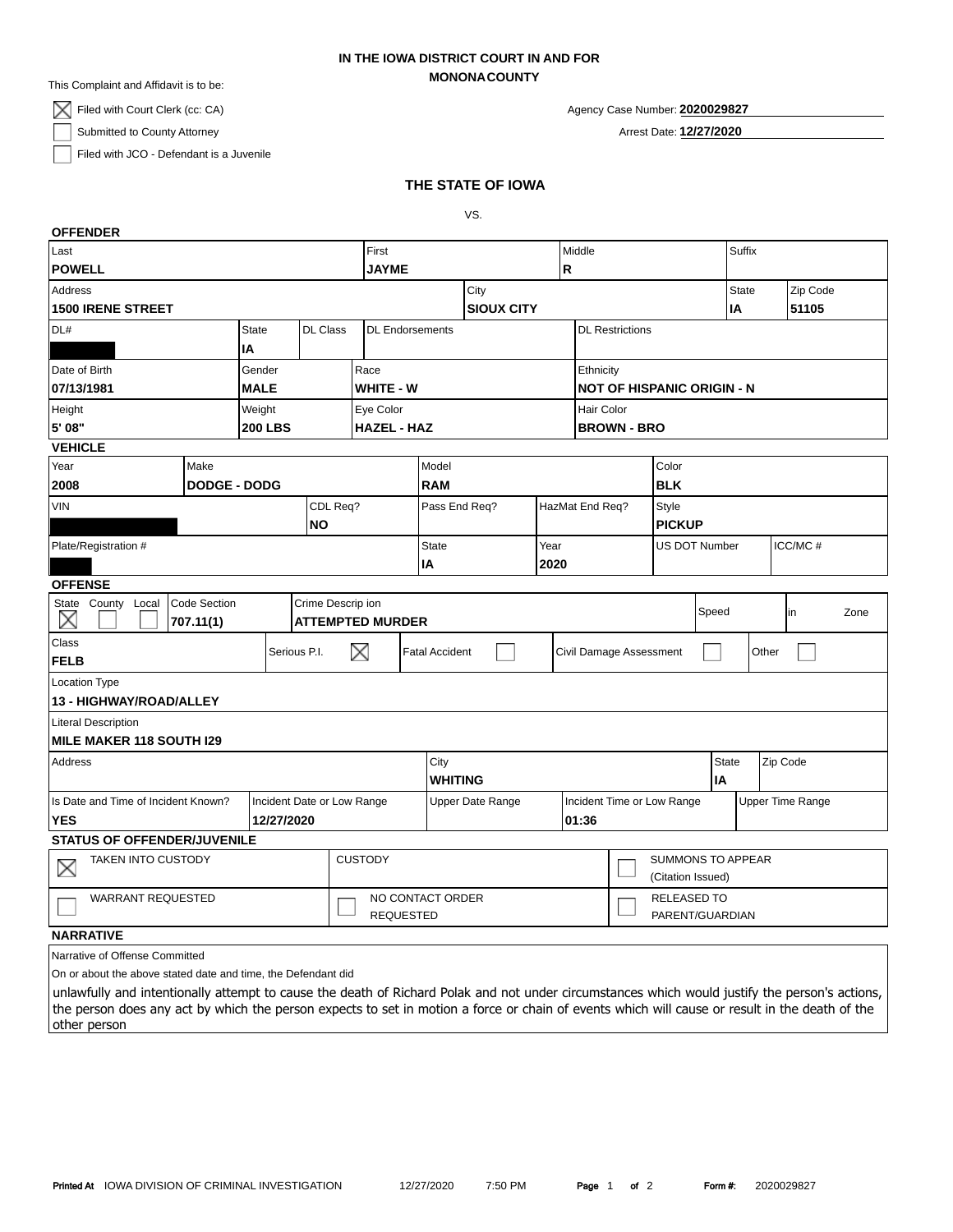**IN THE IOWA DISTRICT COURT IN AND FOR**
**MONONA COUNTY**

This Complaint and Affidavit is to be:

- [x] Filed with Court Clerk (cc: CA)
- [ ] Submitted to County Attorney
- [ ] Filed with JCO - Defendant is a Juvenile

Agency Case Number: **2020029827**

Arrest Date: **12/27/2020**

## THE STATE OF IOWA

VS.

### OFFENDER

| Last | First | Middle | Suffix |
|---|---|---|---|
| **POWELL** | **JAYME** | **R** | |

| Address | City | State | Zip Code |
|---|---|---|---|
| **1500 IRENE STREET** | **SIOUX CITY** | **IA** | **51105** |

| DL# | State | DL Class | DL Endorsements | DL Restrictions |
|---|---|---|---|---|
| | **IA** | | | |

| Date of Birth | Gender | Race | Ethnicity |
|---|---|---|---|
| **07/13/1981** | **MALE** | **WHITE - W** | **NOT OF HISPANIC ORIGIN - N** |

| Height | Weight | Eye Color | Hair Color |
|---|---|---|---|
| **5' 08"** | **200 LBS** | **HAZEL - HAZ** | **BROWN - BRO** |

### VEHICLE

| Year | Make | Model | Color |
|---|---|---|---|
| **2008** | **DODGE - DODG** | **RAM** | **BLK** |

| VIN | CDL Req? | Pass End Req? | HazMat End Req? | Style |
|---|---|---|---|---|
| | **NO** | | | **PICKUP** |

| Plate/Registration # | State | Year | US DOT Number | ICC/MC # |
|---|---|---|---|---|
| | **IA** | **2020** | | |

### OFFENSE

| State | County | Local | Code Section | Crime Description | Speed | in | Zone |
|---|---|---|---|---|---|---|---|
| [x] | [ ] | [ ] | **707.11(1)** | **ATTEMPTED MURDER** | | | |

| Class | Serious P.I. | Fatal Accident | Civil Damage Assessment | Other |
|---|---|---|---|---|
| **FELB** | [x] | [ ] | [ ] | [ ] |

Location Type
**13 - HIGHWAY/ROAD/ALLEY**

Literal Description
**MILE MAKER 118 SOUTH I29**

| Address | City | State | Zip Code |
|---|---|---|---|
| | **WHITING** | **IA** | |

| Is Date and Time of Incident Known? | Incident Date or Low Range | Upper Date Range | Incident Time or Low Range | Upper Time Range |
|---|---|---|---|---|
| **YES** | **12/27/2020** | | **01:36** | |

### STATUS OF OFFENDER/JUVENILE

- [x] TAKEN INTO CUSTODY
- CUSTODY
- [ ] SUMMONS TO APPEAR (Citation Issued)
- [ ] WARRANT REQUESTED
- [ ] NO CONTACT ORDER REQUESTED
- [ ] RELEASED TO PARENT/GUARDIAN

### NARRATIVE

Narrative of Offense Committed

On or about the above stated date and time, the Defendant did

unlawfully and intentionally attempt to cause the death of Richard Polak and not under circumstances which would justify the person's actions, the person does any act by which the person expects to set in motion a force or chain of events which will cause or result in the death of the other person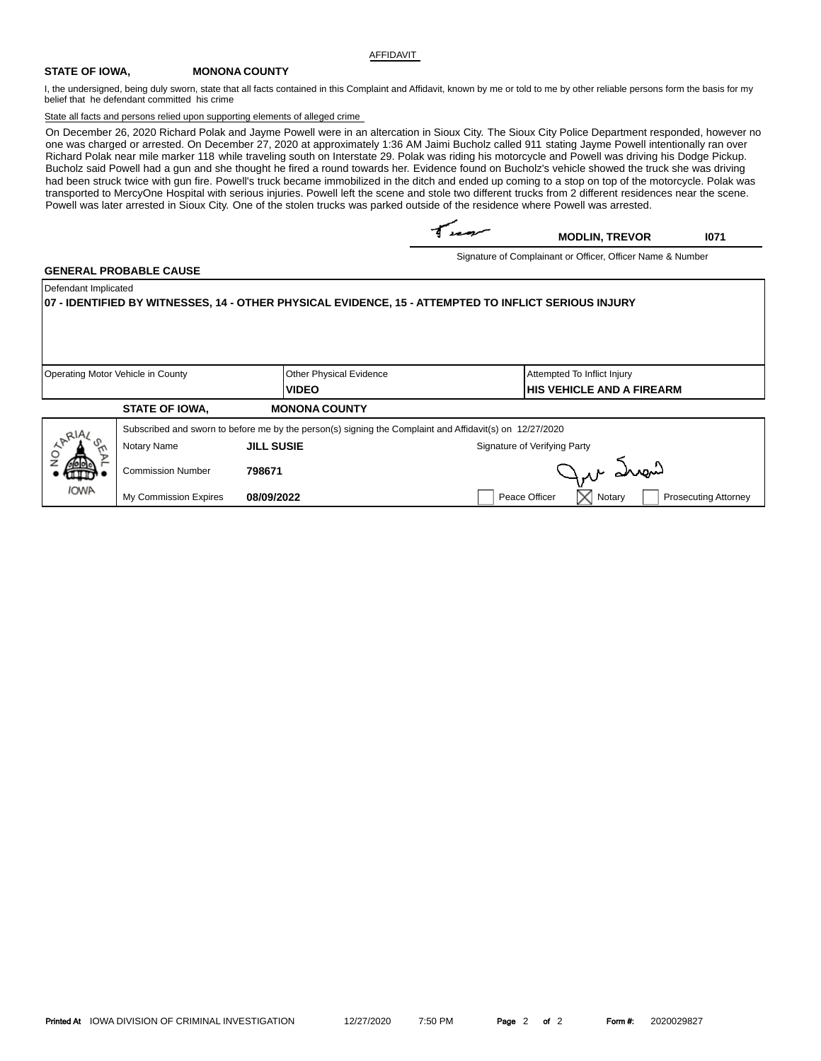AFFIDAVIT

**STATE OF IOWA, MONONA COUNTY**

I, the undersigned, being duly sworn, state that all facts contained in this Complaint and Affidavit, known by me or told to me by other reliable persons form the basis for my belief that he defendant committed his crime

State all facts and persons relied upon supporting elements of alleged crime

On December 26, 2020 Richard Polak and Jayme Powell were in an altercation in Sioux City. The Sioux City Police Department responded, however no one was charged or arrested. On December 27, 2020 at approximately 1:36 AM Jaimi Bucholz called 911 stating Jayme Powell intentionally ran over Richard Polak near mile marker 118 while traveling south on Interstate 29. Polak was riding his motorcycle and Powell was driving his Dodge Pickup. Bucholz said Powell had a gun and she thought he fired a round towards her. Evidence found on Bucholz's vehicle showed the truck she was driving had been struck twice with gun fire. Powell's truck became immobilized in the ditch and ended up coming to a stop on top of the motorcycle. Polak was transported to MercyOne Hospital with serious injuries. Powell left the scene and stole two different trucks from 2 different residences near the scene. Powell was later arrested in Sioux City. One of the stolen trucks was parked outside of the residence where Powell was arrested.

**MODLIN, TREVOR** **I071**

Signature of Complainant or Officer, Officer Name & Number

**GENERAL PROBABLE CAUSE**

Defendant Implicated

**07 - IDENTIFIED BY WITNESSES, 14 - OTHER PHYSICAL EVIDENCE, 15 - ATTEMPTED TO INFLICT SERIOUS INJURY**

| Operating Motor Vehicle in County | Other Physical Evidence | Attempted To Inflict Injury |
|---|---|---|
| | **VIDEO** | **HIS VEHICLE AND A FIREARM** |

**STATE OF IOWA, MONONA COUNTY**

Subscribed and sworn to before me by the person(s) signing the Complaint and Affidavit(s) on 12/27/2020

| | | |
|---|---|---|
| Notary Name | **JILL SUSIE** | Signature of Verifying Party |
| Commission Number | **798671** | |
| My Commission Expires | **08/09/2022** | ☐ Peace Officer ☒ Notary ☐ Prosecuting Attorney |

NOTARIAL SEAL IOWA

Printed At IOWA DIVISION OF CRIMINAL INVESTIGATION 12/27/2020 7:50 PM Form #: 2020029827